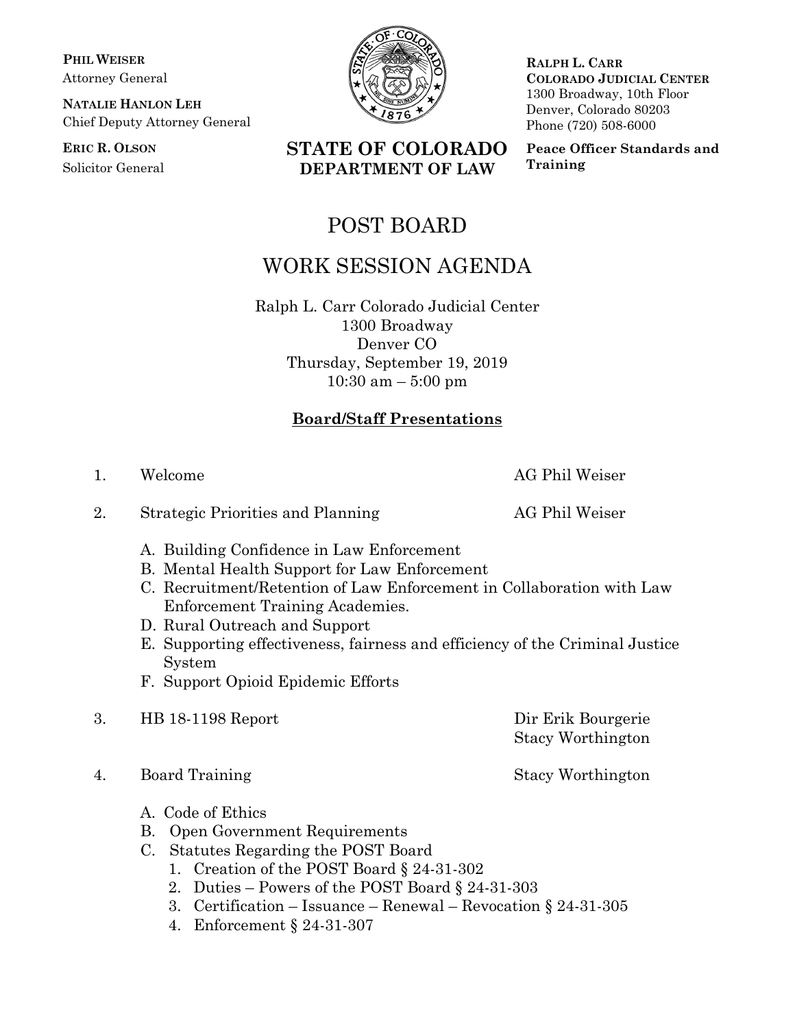**PHIL WEISER**
Attorney General

**NATALIE HANLON LEH**
Chief Deputy Attorney General

**ERIC R. OLSON**
Solicitor General

**STATE OF COLORADO**
**DEPARTMENT OF LAW**

**RALPH L. CARR**
**COLORADO JUDICIAL CENTER**
1300 Broadway, 10th Floor
Denver, Colorado 80203
Phone (720) 508-6000

**Peace Officer Standards and Training**

# POST BOARD

# WORK SESSION AGENDA

Ralph L. Carr Colorado Judicial Center
1300 Broadway
Denver CO
Thursday, September 19, 2019
10:30 am – 5:00 pm

## Board/Staff Presentations

1. Welcome — AG Phil Weiser

2. Strategic Priorities and Planning — AG Phil Weiser

   A. Building Confidence in Law Enforcement
   B. Mental Health Support for Law Enforcement
   C. Recruitment/Retention of Law Enforcement in Collaboration with Law Enforcement Training Academies.
   D. Rural Outreach and Support
   E. Supporting effectiveness, fairness and efficiency of the Criminal Justice System
   F. Support Opioid Epidemic Efforts

3. HB 18-1198 Report — Dir Erik Bourgerie, Stacy Worthington

4. Board Training — Stacy Worthington

   A. Code of Ethics
   B. Open Government Requirements
   C. Statutes Regarding the POST Board
      1. Creation of the POST Board § 24-31-302
      2. Duties – Powers of the POST Board § 24-31-303
      3. Certification – Issuance – Renewal – Revocation § 24-31-305
      4. Enforcement § 24-31-307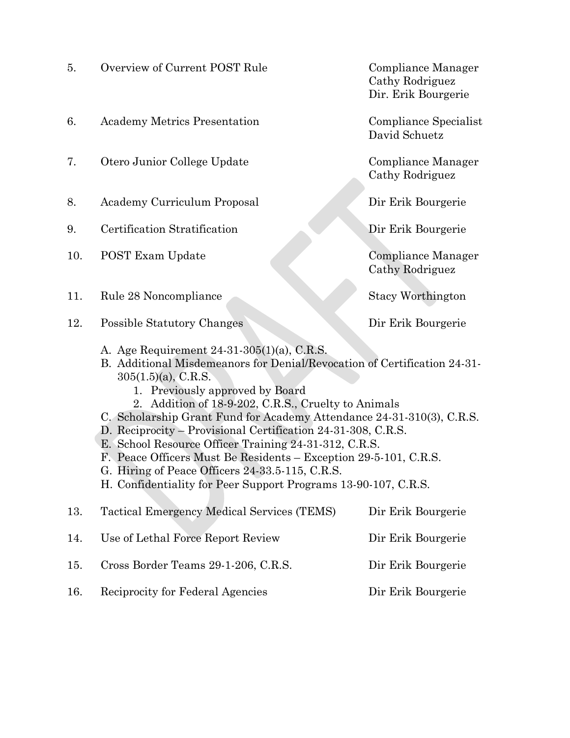5. Overview of Current POST Rule — Compliance Manager Cathy Rodriguez, Dir. Erik Bourgerie

6. Academy Metrics Presentation — Compliance Specialist David Schuetz

7. Otero Junior College Update — Compliance Manager Cathy Rodriguez

8. Academy Curriculum Proposal — Dir Erik Bourgerie

9. Certification Stratification — Dir Erik Bourgerie

10. POST Exam Update — Compliance Manager Cathy Rodriguez

11. Rule 28 Noncompliance — Stacy Worthington

12. Possible Statutory Changes — Dir Erik Bourgerie

    A. Age Requirement 24-31-305(1)(a), C.R.S.
    B. Additional Misdemeanors for Denial/Revocation of Certification 24-31-305(1.5)(a), C.R.S.
        1. Previously approved by Board
        2. Addition of 18-9-202, C.R.S., Cruelty to Animals
    C. Scholarship Grant Fund for Academy Attendance 24-31-310(3), C.R.S.
    D. Reciprocity – Provisional Certification 24-31-308, C.R.S.
    E. School Resource Officer Training 24-31-312, C.R.S.
    F. Peace Officers Must Be Residents – Exception 29-5-101, C.R.S.
    G. Hiring of Peace Officers 24-33.5-115, C.R.S.
    H. Confidentiality for Peer Support Programs 13-90-107, C.R.S.

13. Tactical Emergency Medical Services (TEMS) — Dir Erik Bourgerie

14. Use of Lethal Force Report Review — Dir Erik Bourgerie

15. Cross Border Teams 29-1-206, C.R.S. — Dir Erik Bourgerie

16. Reciprocity for Federal Agencies — Dir Erik Bourgerie